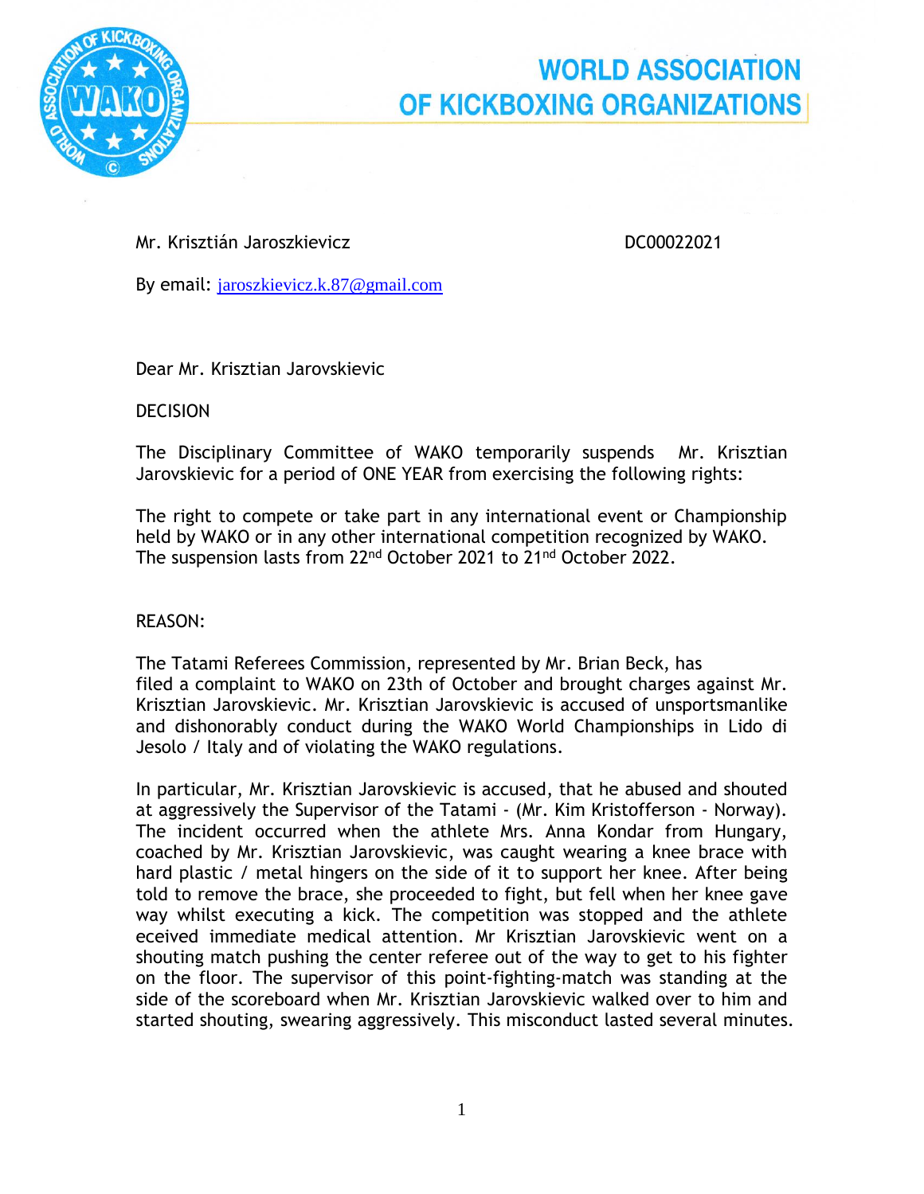# WORLD ASSOCIATION OF KICKBOXING ORGANIZATIONS

Mr. Krisztián Jaroszkievicz DC00022021

By email: jaroszkievicz.k.87@gmail.com

Dear Mr. Krisztian Jarovskievic

DECISION

The Disciplinary Committee of WAKO temporarily suspends Mr. Krisztian Jarovskievic for a period of ONE YEAR from exercising the following rights:

The right to compete or take part in any international event or Championship held by WAKO or in any other international competition recognized by WAKO. The suspension lasts from 22nd October 2021 to 21nd October 2022.

REASON:

The Tatami Referees Commission, represented by Mr. Brian Beck, has filed a complaint to WAKO on 23th of October and brought charges against Mr. Krisztian Jarovskievic. Mr. Krisztian Jarovskievic is accused of unsportsmanlike and dishonorably conduct during the WAKO World Championships in Lido di Jesolo / Italy and of violating the WAKO regulations.

In particular, Mr. Krisztian Jarovskievic is accused, that he abused and shouted at aggressively the Supervisor of the Tatami - (Mr. Kim Kristofferson - Norway). The incident occurred when the athlete Mrs. Anna Kondar from Hungary, coached by Mr. Krisztian Jarovskievic, was caught wearing a knee brace with hard plastic / metal hingers on the side of it to support her knee. After being told to remove the brace, she proceeded to fight, but fell when her knee gave way whilst executing a kick. The competition was stopped and the athlete eceived immediate medical attention. Mr Krisztian Jarovskievic went on a shouting match pushing the center referee out of the way to get to his fighter on the floor. The supervisor of this point-fighting-match was standing at the side of the scoreboard when Mr. Krisztian Jarovskievic walked over to him and started shouting, swearing aggressively. This misconduct lasted several minutes.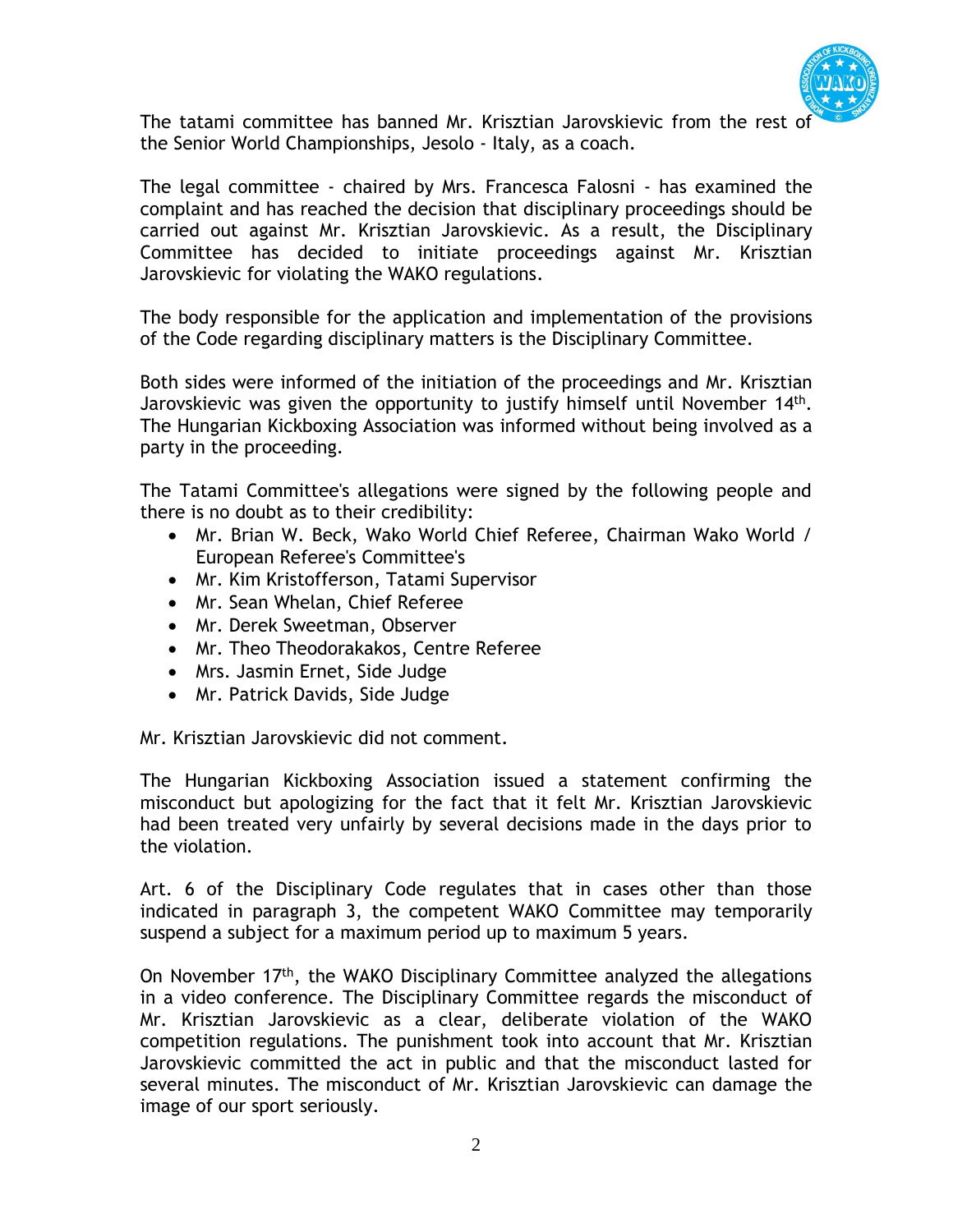The tatami committee has banned Mr. Krisztian Jarovskievic from the rest of the Senior World Championships, Jesolo - Italy, as a coach.

The legal committee - chaired by Mrs. Francesca Falosni - has examined the complaint and has reached the decision that disciplinary proceedings should be carried out against Mr. Krisztian Jarovskievic. As a result, the Disciplinary Committee has decided to initiate proceedings against Mr. Krisztian Jarovskievic for violating the WAKO regulations.

The body responsible for the application and implementation of the provisions of the Code regarding disciplinary matters is the Disciplinary Committee.

Both sides were informed of the initiation of the proceedings and Mr. Krisztian Jarovskievic was given the opportunity to justify himself until November 14th. The Hungarian Kickboxing Association was informed without being involved as a party in the proceeding.

The Tatami Committee's allegations were signed by the following people and there is no doubt as to their credibility:

- Mr. Brian W. Beck, Wako World Chief Referee, Chairman Wako World / European Referee's Committee's
- Mr. Kim Kristofferson, Tatami Supervisor
- Mr. Sean Whelan, Chief Referee
- Mr. Derek Sweetman, Observer
- Mr. Theo Theodorakakos, Centre Referee
- Mrs. Jasmin Ernet, Side Judge
- Mr. Patrick Davids, Side Judge

Mr. Krisztian Jarovskievic did not comment.

The Hungarian Kickboxing Association issued a statement confirming the misconduct but apologizing for the fact that it felt Mr. Krisztian Jarovskievic had been treated very unfairly by several decisions made in the days prior to the violation.

Art. 6 of the Disciplinary Code regulates that in cases other than those indicated in paragraph 3, the competent WAKO Committee may temporarily suspend a subject for a maximum period up to maximum 5 years.

On November 17th, the WAKO Disciplinary Committee analyzed the allegations in a video conference. The Disciplinary Committee regards the misconduct of Mr. Krisztian Jarovskievic as a clear, deliberate violation of the WAKO competition regulations. The punishment took into account that Mr. Krisztian Jarovskievic committed the act in public and that the misconduct lasted for several minutes. The misconduct of Mr. Krisztian Jarovskievic can damage the image of our sport seriously.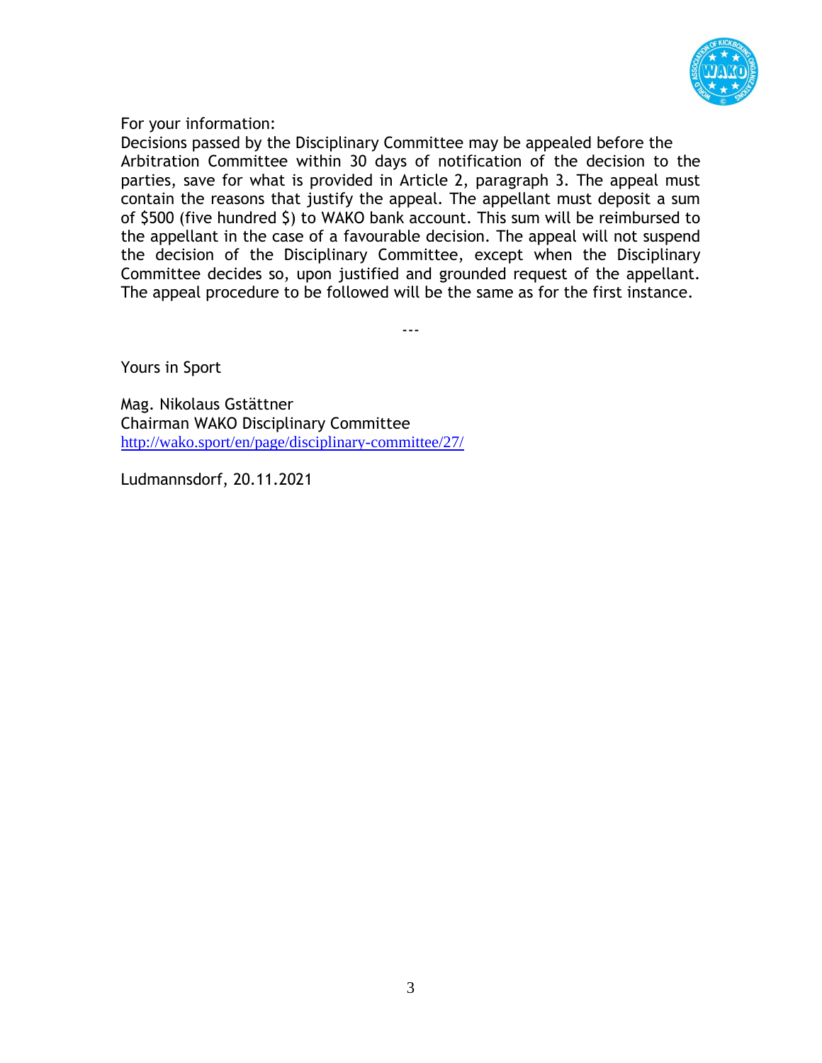For your information:
Decisions passed by the Disciplinary Committee may be appealed before the Arbitration Committee within 30 days of notification of the decision to the parties, save for what is provided in Article 2, paragraph 3. The appeal must contain the reasons that justify the appeal. The appellant must deposit a sum of $500 (five hundred $) to WAKO bank account. This sum will be reimbursed to the appellant in the case of a favourable decision. The appeal will not suspend the decision of the Disciplinary Committee, except when the Disciplinary Committee decides so, upon justified and grounded request of the appellant. The appeal procedure to be followed will be the same as for the first instance.

---

Yours in Sport

Mag. Nikolaus Gstättner
Chairman WAKO Disciplinary Committee
http://wako.sport/en/page/disciplinary-committee/27/

Ludmannsdorf, 20.11.2021